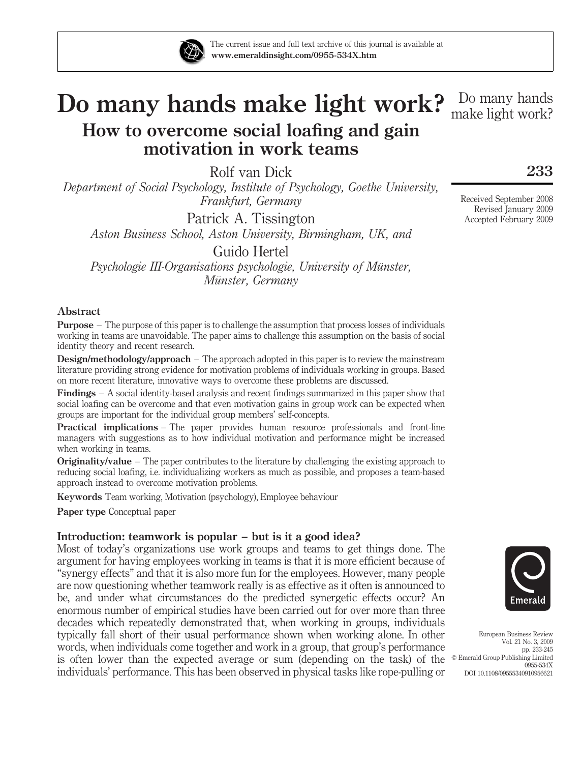# Do many hands make light work?

## How to overcome social loafing and gain motivation in work teams

Rolf van Dick

*Department of Social Psychology, Institute of Psychology, Goethe University, Frankfurt, Germany*

Patrick A. Tissington

*Aston Business School, Aston University, Birmingham, UK, and*

Guido Hertel

*Psychologie III-Organisations psychologie, University of Münster, Münster, Germany*

Received September 2008
Revised January 2009
Accepted February 2009

### Abstract

**Purpose** – The purpose of this paper is to challenge the assumption that process losses of individuals working in teams are unavoidable. The paper aims to challenge this assumption on the basis of social identity theory and recent research.

**Design/methodology/approach** – The approach adopted in this paper is to review the mainstream literature providing strong evidence for motivation problems of individuals working in groups. Based on more recent literature, innovative ways to overcome these problems are discussed.

**Findings** – A social identity-based analysis and recent findings summarized in this paper show that social loafing can be overcome and that even motivation gains in group work can be expected when groups are important for the individual group members' self-concepts.

**Practical implications** – The paper provides human resource professionals and front-line managers with suggestions as to how individual motivation and performance might be increased when working in teams.

**Originality/value** – The paper contributes to the literature by challenging the existing approach to reducing social loafing, i.e. individualizing workers as much as possible, and proposes a team-based approach instead to overcome motivation problems.

**Keywords** Team working, Motivation (psychology), Employee behaviour

**Paper type** Conceptual paper

### Introduction: teamwork is popular – but is it a good idea?

Most of today's organizations use work groups and teams to get things done. The argument for having employees working in teams is that it is more efficient because of "synergy effects" and that it is also more fun for the employees. However, many people are now questioning whether teamwork really is as effective as it often is announced to be, and under what circumstances do the predicted synergetic effects occur? An enormous number of empirical studies have been carried out for over more than three decades which repeatedly demonstrated that, when working in groups, individuals typically fall short of their usual performance shown when working alone. In other words, when individuals come together and work in a group, that group's performance is often lower than the expected average or sum (depending on the task) of the individuals' performance. This has been observed in physical tasks like rope-pulling or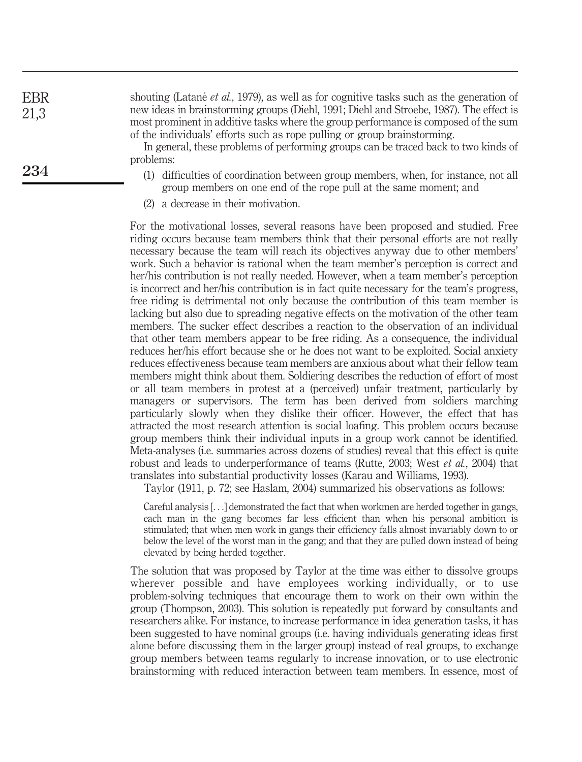shouting (Latané *et al.*, 1979), as well as for cognitive tasks such as the generation of new ideas in brainstorming groups (Diehl, 1991; Diehl and Stroebe, 1987). The effect is most prominent in additive tasks where the group performance is composed of the sum of the individuals' efforts such as rope pulling or group brainstorming.

In general, these problems of performing groups can be traced back to two kinds of problems:

(1) difficulties of coordination between group members, when, for instance, not all group members on one end of the rope pull at the same moment; and

(2) a decrease in their motivation.

For the motivational losses, several reasons have been proposed and studied. Free riding occurs because team members think that their personal efforts are not really necessary because the team will reach its objectives anyway due to other members' work. Such a behavior is rational when the team member's perception is correct and her/his contribution is not really needed. However, when a team member's perception is incorrect and her/his contribution is in fact quite necessary for the team's progress, free riding is detrimental not only because the contribution of this team member is lacking but also due to spreading negative effects on the motivation of the other team members. The sucker effect describes a reaction to the observation of an individual that other team members appear to be free riding. As a consequence, the individual reduces her/his effort because she or he does not want to be exploited. Social anxiety reduces effectiveness because team members are anxious about what their fellow team members might think about them. Soldiering describes the reduction of effort of most or all team members in protest at a (perceived) unfair treatment, particularly by managers or supervisors. The term has been derived from soldiers marching particularly slowly when they dislike their officer. However, the effect that has attracted the most research attention is social loafing. This problem occurs because group members think their individual inputs in a group work cannot be identified. Meta-analyses (i.e. summaries across dozens of studies) reveal that this effect is quite robust and leads to underperformance of teams (Rutte, 2003; West *et al.*, 2004) that translates into substantial productivity losses (Karau and Williams, 1993).

Taylor (1911, p. 72; see Haslam, 2004) summarized his observations as follows:

> Careful analysis [. . .] demonstrated the fact that when workmen are herded together in gangs, each man in the gang becomes far less efficient than when his personal ambition is stimulated; that when men work in gangs their efficiency falls almost invariably down to or below the level of the worst man in the gang; and that they are pulled down instead of being elevated by being herded together.

The solution that was proposed by Taylor at the time was either to dissolve groups wherever possible and have employees working individually, or to use problem-solving techniques that encourage them to work on their own within the group (Thompson, 2003). This solution is repeatedly put forward by consultants and researchers alike. For instance, to increase performance in idea generation tasks, it has been suggested to have nominal groups (i.e. having individuals generating ideas first alone before discussing them in the larger group) instead of real groups, to exchange group members between teams regularly to increase innovation, or to use electronic brainstorming with reduced interaction between team members. In essence, most of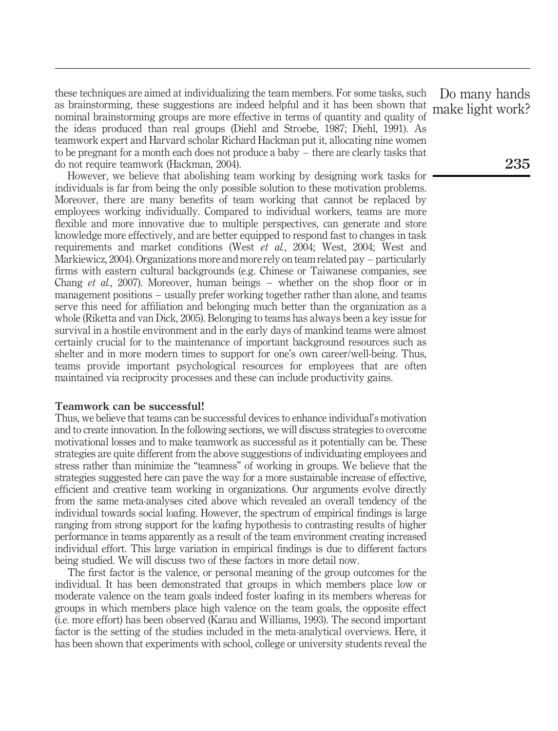these techniques are aimed at individualizing the team members. For some tasks, such as brainstorming, these suggestions are indeed helpful and it has been shown that nominal brainstorming groups are more effective in terms of quantity and quality of the ideas produced than real groups (Diehl and Stroebe, 1987; Diehl, 1991). As teamwork expert and Harvard scholar Richard Hackman put it, allocating nine women to be pregnant for a month each does not produce a baby – there are clearly tasks that do not require teamwork (Hackman, 2004).

However, we believe that abolishing team working by designing work tasks for individuals is far from being the only possible solution to these motivation problems. Moreover, there are many benefits of team working that cannot be replaced by employees working individually. Compared to individual workers, teams are more flexible and more innovative due to multiple perspectives, can generate and store knowledge more effectively, and are better equipped to respond fast to changes in task requirements and market conditions (West *et al.*, 2004; West, 2004; West and Markiewicz, 2004). Organizations more and more rely on team related pay – particularly firms with eastern cultural backgrounds (e.g. Chinese or Taiwanese companies, see Chang *et al.*, 2007). Moreover, human beings – whether on the shop floor or in management positions – usually prefer working together rather than alone, and teams serve this need for affiliation and belonging much better than the organization as a whole (Riketta and van Dick, 2005). Belonging to teams has always been a key issue for survival in a hostile environment and in the early days of mankind teams were almost certainly crucial for to the maintenance of important background resources such as shelter and in more modern times to support for one's own career/well-being. Thus, teams provide important psychological resources for employees that are often maintained via reciprocity processes and these can include productivity gains.

## Teamwork can be successful!

Thus, we believe that teams can be successful devices to enhance individual's motivation and to create innovation. In the following sections, we will discuss strategies to overcome motivational losses and to make teamwork as successful as it potentially can be. These strategies are quite different from the above suggestions of individuating employees and stress rather than minimize the "teamness" of working in groups. We believe that the strategies suggested here can pave the way for a more sustainable increase of effective, efficient and creative team working in organizations. Our arguments evolve directly from the same meta-analyses cited above which revealed an overall tendency of the individual towards social loafing. However, the spectrum of empirical findings is large ranging from strong support for the loafing hypothesis to contrasting results of higher performance in teams apparently as a result of the team environment creating increased individual effort. This large variation in empirical findings is due to different factors being studied. We will discuss two of these factors in more detail now.

The first factor is the valence, or personal meaning of the group outcomes for the individual. It has been demonstrated that groups in which members place low or moderate valence on the team goals indeed foster loafing in its members whereas for groups in which members place high valence on the team goals, the opposite effect (i.e. more effort) has been observed (Karau and Williams, 1993). The second important factor is the setting of the studies included in the meta-analytical overviews. Here, it has been shown that experiments with school, college or university students reveal the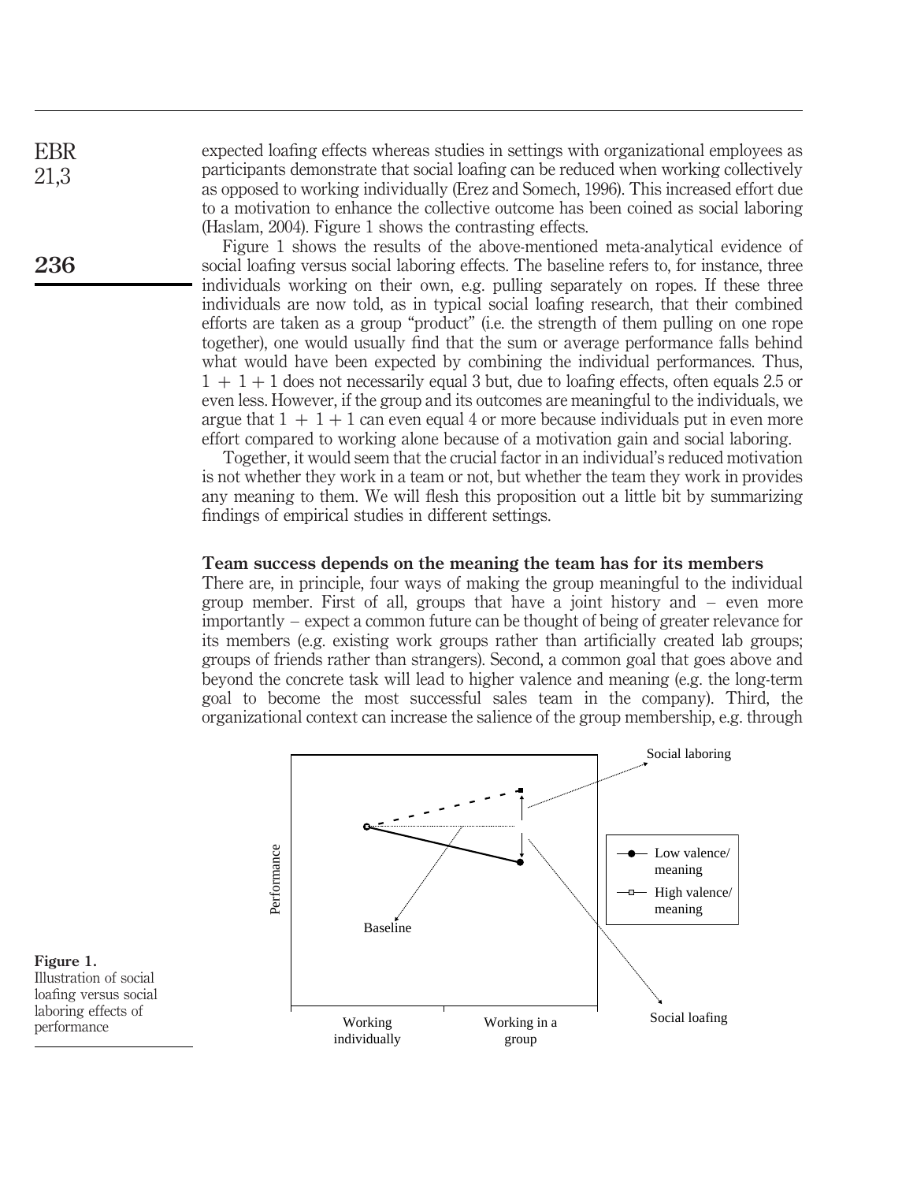expected loafing effects whereas studies in settings with organizational employees as participants demonstrate that social loafing can be reduced when working collectively as opposed to working individually (Erez and Somech, 1996). This increased effort due to a motivation to enhance the collective outcome has been coined as social laboring (Haslam, 2004). Figure 1 shows the contrasting effects.

Figure 1 shows the results of the above-mentioned meta-analytical evidence of social loafing versus social laboring effects. The baseline refers to, for instance, three individuals working on their own, e.g. pulling separately on ropes. If these three individuals are now told, as in typical social loafing research, that their combined efforts are taken as a group "product" (i.e. the strength of them pulling on one rope together), one would usually find that the sum or average performance falls behind what would have been expected by combining the individual performances. Thus, $1 + 1 + 1$ does not necessarily equal 3 but, due to loafing effects, often equals 2.5 or even less. However, if the group and its outcomes are meaningful to the individuals, we argue that $1 + 1 + 1$ can even equal 4 or more because individuals put in even more effort compared to working alone because of a motivation gain and social laboring.

Together, it would seem that the crucial factor in an individual's reduced motivation is not whether they work in a team or not, but whether the team they work in provides any meaning to them. We will flesh this proposition out a little bit by summarizing findings of empirical studies in different settings.

## Team success depends on the meaning the team has for its members

There are, in principle, four ways of making the group meaningful to the individual group member. First of all, groups that have a joint history and – even more importantly – expect a common future can be thought of being of greater relevance for its members (e.g. existing work groups rather than artificially created lab groups; groups of friends rather than strangers). Second, a common goal that goes above and beyond the concrete task will lead to higher valence and meaning (e.g. the long-term goal to become the most successful sales team in the company). Third, the organizational context can increase the salience of the group membership, e.g. through

Social laboring

Performance

Baseline

Low valence/ meaning

High valence/ meaning

Working individually

Working in a group

Social loafing

**Figure 1.** Illustration of social loafing versus social laboring effects of performance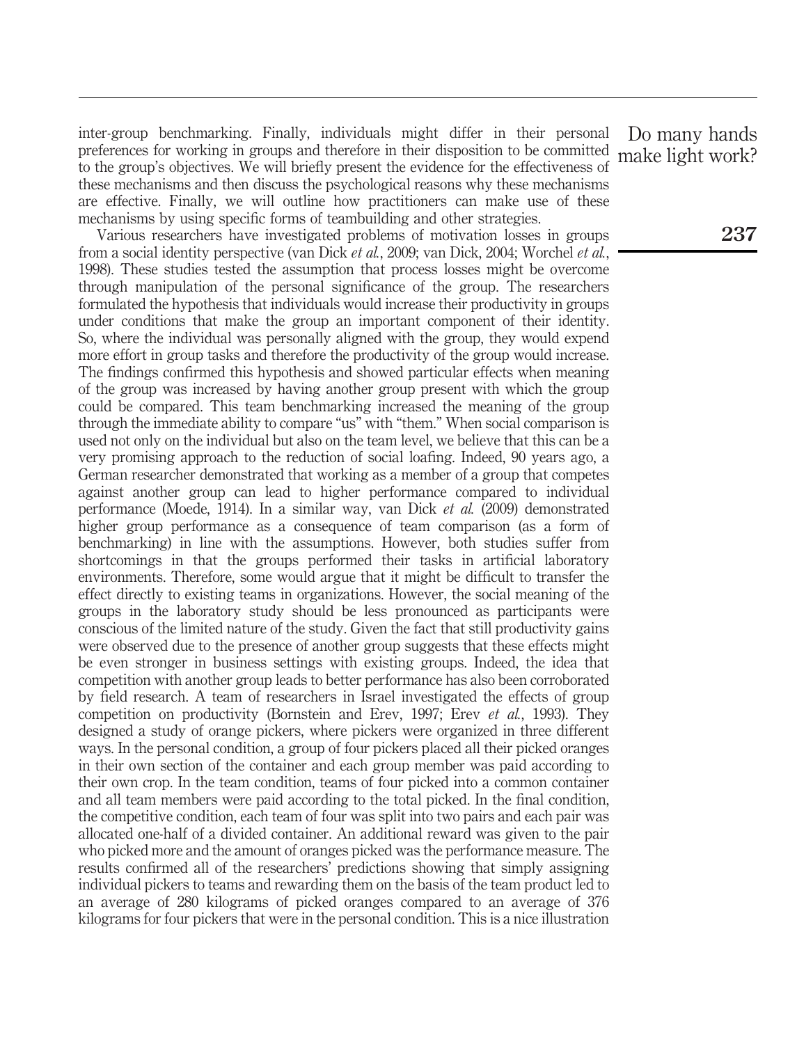inter-group benchmarking. Finally, individuals might differ in their personal preferences for working in groups and therefore in their disposition to be committed to the group's objectives. We will briefly present the evidence for the effectiveness of these mechanisms and then discuss the psychological reasons why these mechanisms are effective. Finally, we will outline how practitioners can make use of these mechanisms by using specific forms of teambuilding and other strategies.

Various researchers have investigated problems of motivation losses in groups from a social identity perspective (van Dick *et al.*, 2009; van Dick, 2004; Worchel *et al.*, 1998). These studies tested the assumption that process losses might be overcome through manipulation of the personal significance of the group. The researchers formulated the hypothesis that individuals would increase their productivity in groups under conditions that make the group an important component of their identity. So, where the individual was personally aligned with the group, they would expend more effort in group tasks and therefore the productivity of the group would increase. The findings confirmed this hypothesis and showed particular effects when meaning of the group was increased by having another group present with which the group could be compared. This team benchmarking increased the meaning of the group through the immediate ability to compare "us" with "them." When social comparison is used not only on the individual but also on the team level, we believe that this can be a very promising approach to the reduction of social loafing. Indeed, 90 years ago, a German researcher demonstrated that working as a member of a group that competes against another group can lead to higher performance compared to individual performance (Moede, 1914). In a similar way, van Dick *et al.* (2009) demonstrated higher group performance as a consequence of team comparison (as a form of benchmarking) in line with the assumptions. However, both studies suffer from shortcomings in that the groups performed their tasks in artificial laboratory environments. Therefore, some would argue that it might be difficult to transfer the effect directly to existing teams in organizations. However, the social meaning of the groups in the laboratory study should be less pronounced as participants were conscious of the limited nature of the study. Given the fact that still productivity gains were observed due to the presence of another group suggests that these effects might be even stronger in business settings with existing groups. Indeed, the idea that competition with another group leads to better performance has also been corroborated by field research. A team of researchers in Israel investigated the effects of group competition on productivity (Bornstein and Erev, 1997; Erev *et al.*, 1993). They designed a study of orange pickers, where pickers were organized in three different ways. In the personal condition, a group of four pickers placed all their picked oranges in their own section of the container and each group member was paid according to their own crop. In the team condition, teams of four picked into a common container and all team members were paid according to the total picked. In the final condition, the competitive condition, each team of four was split into two pairs and each pair was allocated one-half of a divided container. An additional reward was given to the pair who picked more and the amount of oranges picked was the performance measure. The results confirmed all of the researchers' predictions showing that simply assigning individual pickers to teams and rewarding them on the basis of the team product led to an average of 280 kilograms of picked oranges compared to an average of 376 kilograms for four pickers that were in the personal condition. This is a nice illustration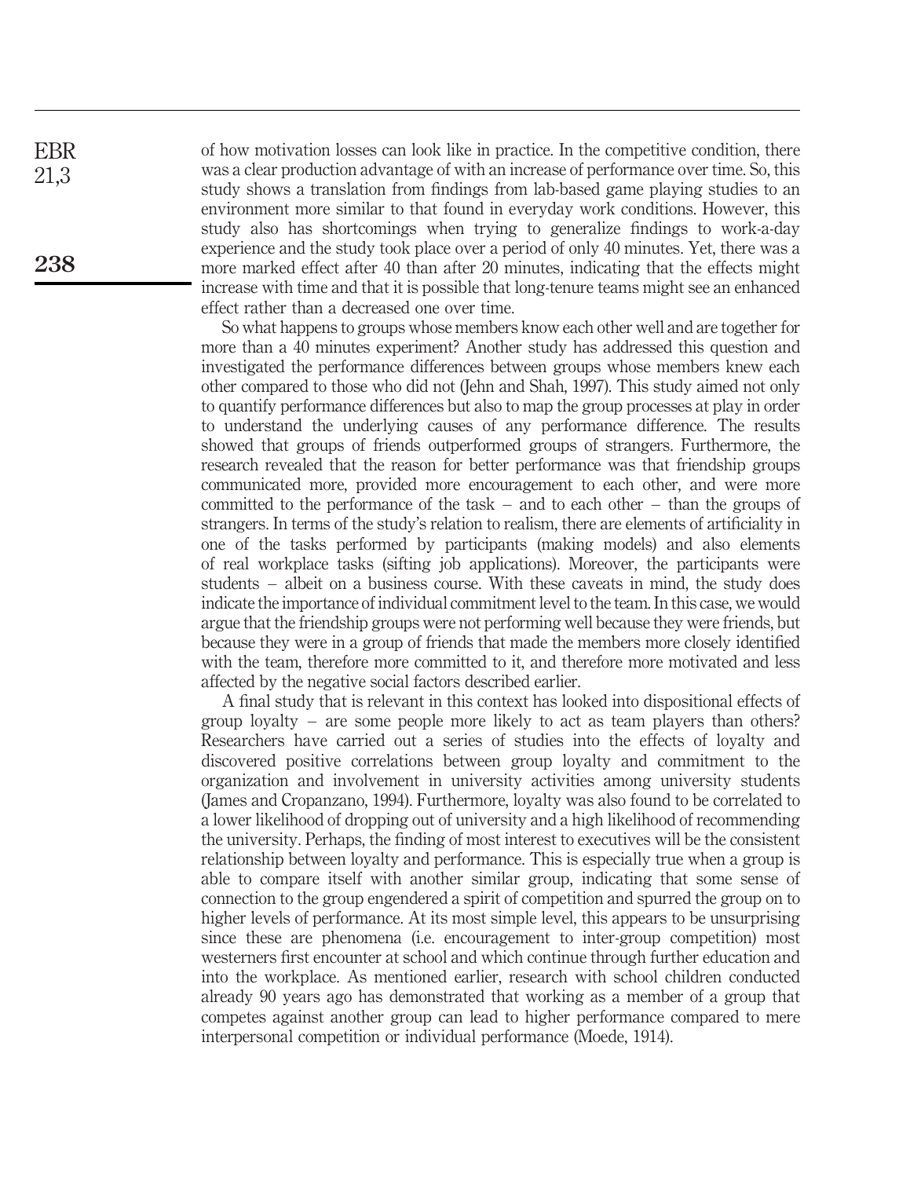of how motivation losses can look like in practice. In the competitive condition, there was a clear production advantage of with an increase of performance over time. So, this study shows a translation from findings from lab-based game playing studies to an environment more similar to that found in everyday work conditions. However, this study also has shortcomings when trying to generalize findings to work-a-day experience and the study took place over a period of only 40 minutes. Yet, there was a more marked effect after 40 than after 20 minutes, indicating that the effects might increase with time and that it is possible that long-tenure teams might see an enhanced effect rather than a decreased one over time.

So what happens to groups whose members know each other well and are together for more than a 40 minutes experiment? Another study has addressed this question and investigated the performance differences between groups whose members knew each other compared to those who did not (Jehn and Shah, 1997). This study aimed not only to quantify performance differences but also to map the group processes at play in order to understand the underlying causes of any performance difference. The results showed that groups of friends outperformed groups of strangers. Furthermore, the research revealed that the reason for better performance was that friendship groups communicated more, provided more encouragement to each other, and were more committed to the performance of the task – and to each other – than the groups of strangers. In terms of the study's relation to realism, there are elements of artificiality in one of the tasks performed by participants (making models) and also elements of real workplace tasks (sifting job applications). Moreover, the participants were students – albeit on a business course. With these caveats in mind, the study does indicate the importance of individual commitment level to the team. In this case, we would argue that the friendship groups were not performing well because they were friends, but because they were in a group of friends that made the members more closely identified with the team, therefore more committed to it, and therefore more motivated and less affected by the negative social factors described earlier.

A final study that is relevant in this context has looked into dispositional effects of group loyalty – are some people more likely to act as team players than others? Researchers have carried out a series of studies into the effects of loyalty and discovered positive correlations between group loyalty and commitment to the organization and involvement in university activities among university students (James and Cropanzano, 1994). Furthermore, loyalty was also found to be correlated to a lower likelihood of dropping out of university and a high likelihood of recommending the university. Perhaps, the finding of most interest to executives will be the consistent relationship between loyalty and performance. This is especially true when a group is able to compare itself with another similar group, indicating that some sense of connection to the group engendered a spirit of competition and spurred the group on to higher levels of performance. At its most simple level, this appears to be unsurprising since these are phenomena (i.e. encouragement to inter-group competition) most westerners first encounter at school and which continue through further education and into the workplace. As mentioned earlier, research with school children conducted already 90 years ago has demonstrated that working as a member of a group that competes against another group can lead to higher performance compared to mere interpersonal competition or individual performance (Moede, 1914).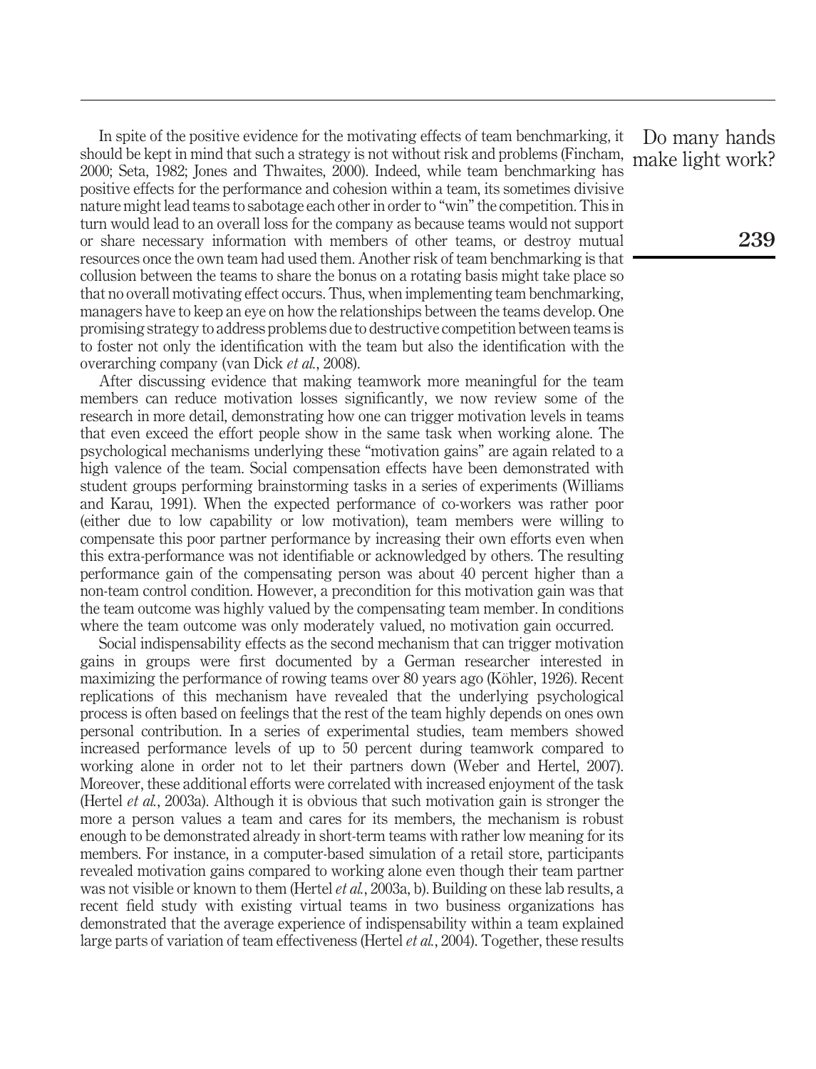In spite of the positive evidence for the motivating effects of team benchmarking, it should be kept in mind that such a strategy is not without risk and problems (Fincham, 2000; Seta, 1982; Jones and Thwaites, 2000). Indeed, while team benchmarking has positive effects for the performance and cohesion within a team, its sometimes divisive nature might lead teams to sabotage each other in order to "win" the competition. This in turn would lead to an overall loss for the company as because teams would not support or share necessary information with members of other teams, or destroy mutual resources once the own team had used them. Another risk of team benchmarking is that collusion between the teams to share the bonus on a rotating basis might take place so that no overall motivating effect occurs. Thus, when implementing team benchmarking, managers have to keep an eye on how the relationships between the teams develop. One promising strategy to address problems due to destructive competition between teams is to foster not only the identification with the team but also the identification with the overarching company (van Dick *et al.*, 2008).

After discussing evidence that making teamwork more meaningful for the team members can reduce motivation losses significantly, we now review some of the research in more detail, demonstrating how one can trigger motivation levels in teams that even exceed the effort people show in the same task when working alone. The psychological mechanisms underlying these "motivation gains" are again related to a high valence of the team. Social compensation effects have been demonstrated with student groups performing brainstorming tasks in a series of experiments (Williams and Karau, 1991). When the expected performance of co-workers was rather poor (either due to low capability or low motivation), team members were willing to compensate this poor partner performance by increasing their own efforts even when this extra-performance was not identifiable or acknowledged by others. The resulting performance gain of the compensating person was about 40 percent higher than a non-team control condition. However, a precondition for this motivation gain was that the team outcome was highly valued by the compensating team member. In conditions where the team outcome was only moderately valued, no motivation gain occurred.

Social indispensability effects as the second mechanism that can trigger motivation gains in groups were first documented by a German researcher interested in maximizing the performance of rowing teams over 80 years ago (Köhler, 1926). Recent replications of this mechanism have revealed that the underlying psychological process is often based on feelings that the rest of the team highly depends on ones own personal contribution. In a series of experimental studies, team members showed increased performance levels of up to 50 percent during teamwork compared to working alone in order not to let their partners down (Weber and Hertel, 2007). Moreover, these additional efforts were correlated with increased enjoyment of the task (Hertel *et al.*, 2003a). Although it is obvious that such motivation gain is stronger the more a person values a team and cares for its members, the mechanism is robust enough to be demonstrated already in short-term teams with rather low meaning for its members. For instance, in a computer-based simulation of a retail store, participants revealed motivation gains compared to working alone even though their team partner was not visible or known to them (Hertel *et al.*, 2003a, b). Building on these lab results, a recent field study with existing virtual teams in two business organizations has demonstrated that the average experience of indispensability within a team explained large parts of variation of team effectiveness (Hertel *et al.*, 2004). Together, these results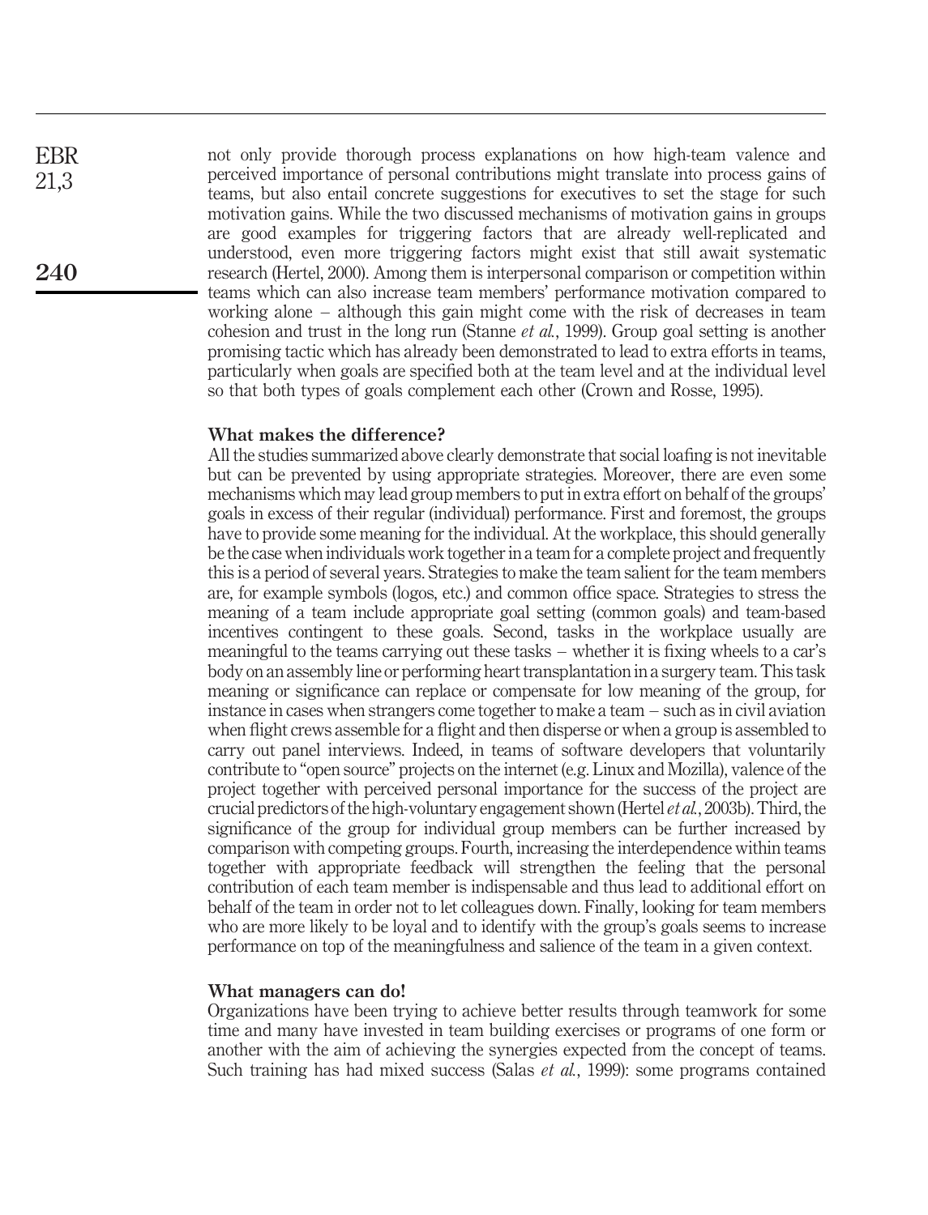not only provide thorough process explanations on how high-team valence and perceived importance of personal contributions might translate into process gains of teams, but also entail concrete suggestions for executives to set the stage for such motivation gains. While the two discussed mechanisms of motivation gains in groups are good examples for triggering factors that are already well-replicated and understood, even more triggering factors might exist that still await systematic research (Hertel, 2000). Among them is interpersonal comparison or competition within teams which can also increase team members' performance motivation compared to working alone – although this gain might come with the risk of decreases in team cohesion and trust in the long run (Stanne *et al.*, 1999). Group goal setting is another promising tactic which has already been demonstrated to lead to extra efforts in teams, particularly when goals are specified both at the team level and at the individual level so that both types of goals complement each other (Crown and Rosse, 1995).

## What makes the difference?

All the studies summarized above clearly demonstrate that social loafing is not inevitable but can be prevented by using appropriate strategies. Moreover, there are even some mechanisms which may lead group members to put in extra effort on behalf of the groups' goals in excess of their regular (individual) performance. First and foremost, the groups have to provide some meaning for the individual. At the workplace, this should generally be the case when individuals work together in a team for a complete project and frequently this is a period of several years. Strategies to make the team salient for the team members are, for example symbols (logos, etc.) and common office space. Strategies to stress the meaning of a team include appropriate goal setting (common goals) and team-based incentives contingent to these goals. Second, tasks in the workplace usually are meaningful to the teams carrying out these tasks – whether it is fixing wheels to a car's body on an assembly line or performing heart transplantation in a surgery team. This task meaning or significance can replace or compensate for low meaning of the group, for instance in cases when strangers come together to make a team – such as in civil aviation when flight crews assemble for a flight and then disperse or when a group is assembled to carry out panel interviews. Indeed, in teams of software developers that voluntarily contribute to "open source" projects on the internet (e.g. Linux and Mozilla), valence of the project together with perceived personal importance for the success of the project are crucial predictors of the high-voluntary engagement shown (Hertel *et al.*, 2003b). Third, the significance of the group for individual group members can be further increased by comparison with competing groups. Fourth, increasing the interdependence within teams together with appropriate feedback will strengthen the feeling that the personal contribution of each team member is indispensable and thus lead to additional effort on behalf of the team in order not to let colleagues down. Finally, looking for team members who are more likely to be loyal and to identify with the group's goals seems to increase performance on top of the meaningfulness and salience of the team in a given context.

## What managers can do!

Organizations have been trying to achieve better results through teamwork for some time and many have invested in team building exercises or programs of one form or another with the aim of achieving the synergies expected from the concept of teams. Such training has had mixed success (Salas *et al.*, 1999): some programs contained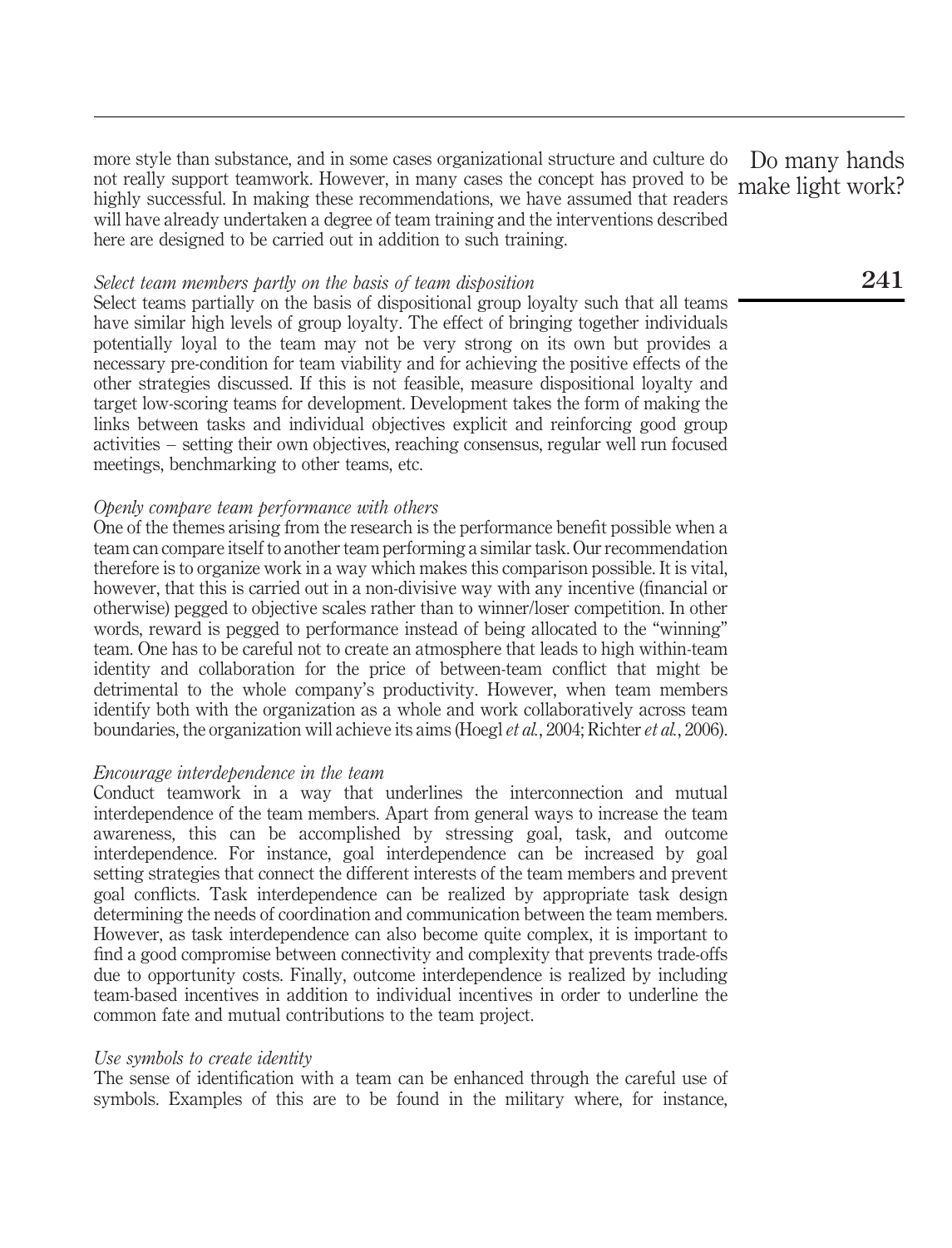more style than substance, and in some cases organizational structure and culture do not really support teamwork. However, in many cases the concept has proved to be highly successful. In making these recommendations, we have assumed that readers will have already undertaken a degree of team training and the interventions described here are designed to be carried out in addition to such training.

*Select team members partly on the basis of team disposition*

Select teams partially on the basis of dispositional group loyalty such that all teams have similar high levels of group loyalty. The effect of bringing together individuals potentially loyal to the team may not be very strong on its own but provides a necessary pre-condition for team viability and for achieving the positive effects of the other strategies discussed. If this is not feasible, measure dispositional loyalty and target low-scoring teams for development. Development takes the form of making the links between tasks and individual objectives explicit and reinforcing good group activities – setting their own objectives, reaching consensus, regular well run focused meetings, benchmarking to other teams, etc.

*Openly compare team performance with others*

One of the themes arising from the research is the performance benefit possible when a team can compare itself to another team performing a similar task. Our recommendation therefore is to organize work in a way which makes this comparison possible. It is vital, however, that this is carried out in a non-divisive way with any incentive (financial or otherwise) pegged to objective scales rather than to winner/loser competition. In other words, reward is pegged to performance instead of being allocated to the "winning" team. One has to be careful not to create an atmosphere that leads to high within-team identity and collaboration for the price of between-team conflict that might be detrimental to the whole company's productivity. However, when team members identify both with the organization as a whole and work collaboratively across team boundaries, the organization will achieve its aims (Hoegl *et al.*, 2004; Richter *et al.*, 2006).

*Encourage interdependence in the team*

Conduct teamwork in a way that underlines the interconnection and mutual interdependence of the team members. Apart from general ways to increase the team awareness, this can be accomplished by stressing goal, task, and outcome interdependence. For instance, goal interdependence can be increased by goal setting strategies that connect the different interests of the team members and prevent goal conflicts. Task interdependence can be realized by appropriate task design determining the needs of coordination and communication between the team members. However, as task interdependence can also become quite complex, it is important to find a good compromise between connectivity and complexity that prevents trade-offs due to opportunity costs. Finally, outcome interdependence is realized by including team-based incentives in addition to individual incentives in order to underline the common fate and mutual contributions to the team project.

*Use symbols to create identity*

The sense of identification with a team can be enhanced through the careful use of symbols. Examples of this are to be found in the military where, for instance,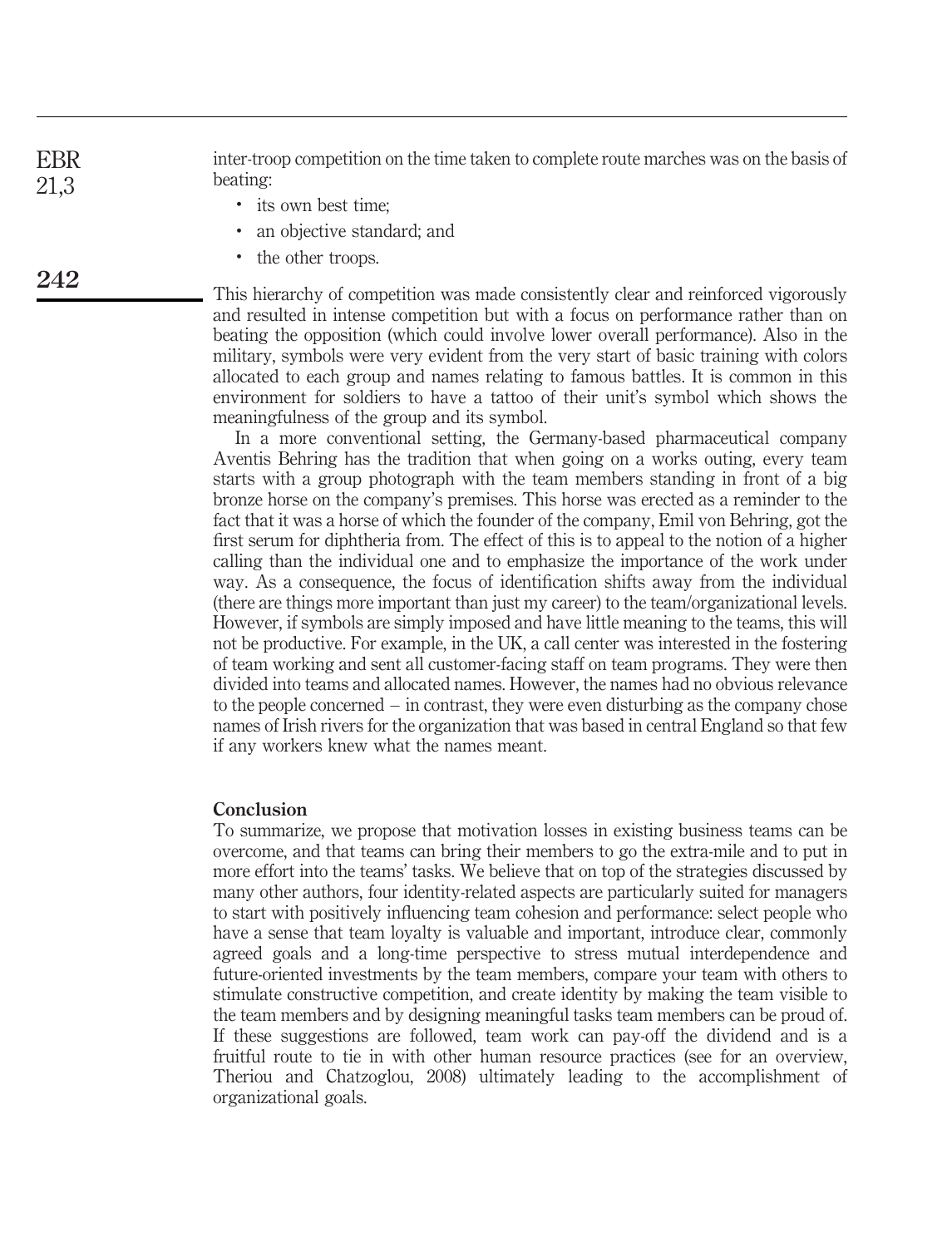inter-troop competition on the time taken to complete route marches was on the basis of beating:

- its own best time;
- an objective standard; and
- the other troops.

This hierarchy of competition was made consistently clear and reinforced vigorously and resulted in intense competition but with a focus on performance rather than on beating the opposition (which could involve lower overall performance). Also in the military, symbols were very evident from the very start of basic training with colors allocated to each group and names relating to famous battles. It is common in this environment for soldiers to have a tattoo of their unit's symbol which shows the meaningfulness of the group and its symbol.

In a more conventional setting, the Germany-based pharmaceutical company Aventis Behring has the tradition that when going on a works outing, every team starts with a group photograph with the team members standing in front of a big bronze horse on the company's premises. This horse was erected as a reminder to the fact that it was a horse of which the founder of the company, Emil von Behring, got the first serum for diphtheria from. The effect of this is to appeal to the notion of a higher calling than the individual one and to emphasize the importance of the work under way. As a consequence, the focus of identification shifts away from the individual (there are things more important than just my career) to the team/organizational levels. However, if symbols are simply imposed and have little meaning to the teams, this will not be productive. For example, in the UK, a call center was interested in the fostering of team working and sent all customer-facing staff on team programs. They were then divided into teams and allocated names. However, the names had no obvious relevance to the people concerned – in contrast, they were even disturbing as the company chose names of Irish rivers for the organization that was based in central England so that few if any workers knew what the names meant.

## Conclusion

To summarize, we propose that motivation losses in existing business teams can be overcome, and that teams can bring their members to go the extra-mile and to put in more effort into the teams' tasks. We believe that on top of the strategies discussed by many other authors, four identity-related aspects are particularly suited for managers to start with positively influencing team cohesion and performance: select people who have a sense that team loyalty is valuable and important, introduce clear, commonly agreed goals and a long-time perspective to stress mutual interdependence and future-oriented investments by the team members, compare your team with others to stimulate constructive competition, and create identity by making the team visible to the team members and by designing meaningful tasks team members can be proud of. If these suggestions are followed, team work can pay-off the dividend and is a fruitful route to tie in with other human resource practices (see for an overview, Theriou and Chatzoglou, 2008) ultimately leading to the accomplishment of organizational goals.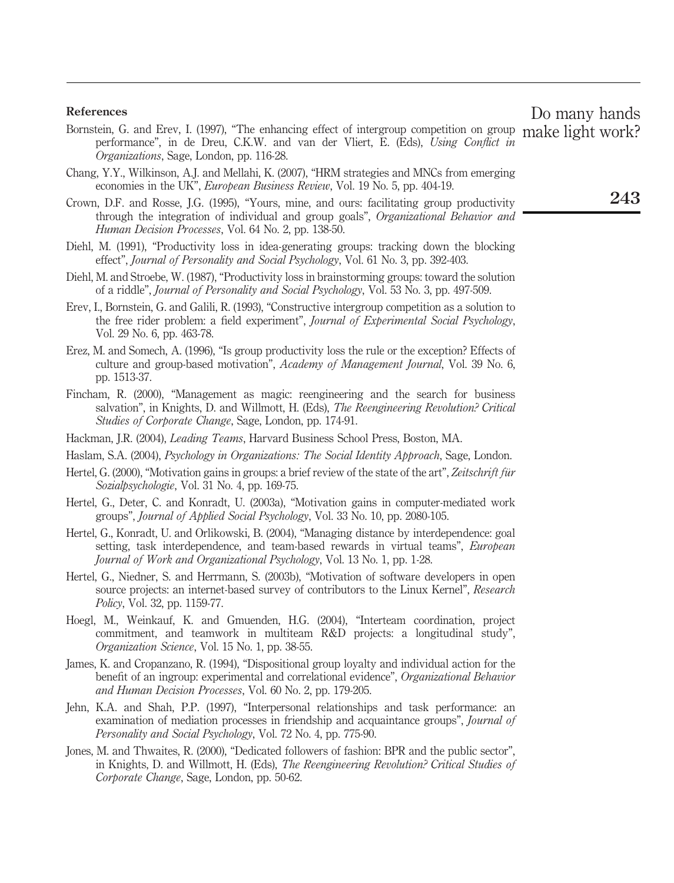**References**

Bornstein, G. and Erev, I. (1997), "The enhancing effect of intergroup competition on group performance", in de Dreu, C.K.W. and van der Vliert, E. (Eds), *Using Conflict in Organizations*, Sage, London, pp. 116-28.

Chang, Y.Y., Wilkinson, A.J. and Mellahi, K. (2007), "HRM strategies and MNCs from emerging economies in the UK", *European Business Review*, Vol. 19 No. 5, pp. 404-19.

Crown, D.F. and Rosse, J.G. (1995), "Yours, mine, and ours: facilitating group productivity through the integration of individual and group goals", *Organizational Behavior and Human Decision Processes*, Vol. 64 No. 2, pp. 138-50.

Diehl, M. (1991), "Productivity loss in idea-generating groups: tracking down the blocking effect", *Journal of Personality and Social Psychology*, Vol. 61 No. 3, pp. 392-403.

Diehl, M. and Stroebe, W. (1987), "Productivity loss in brainstorming groups: toward the solution of a riddle", *Journal of Personality and Social Psychology*, Vol. 53 No. 3, pp. 497-509.

Erev, I., Bornstein, G. and Galili, R. (1993), "Constructive intergroup competition as a solution to the free rider problem: a field experiment", *Journal of Experimental Social Psychology*, Vol. 29 No. 6, pp. 463-78.

Erez, M. and Somech, A. (1996), "Is group productivity loss the rule or the exception? Effects of culture and group-based motivation", *Academy of Management Journal*, Vol. 39 No. 6, pp. 1513-37.

Fincham, R. (2000), "Management as magic: reengineering and the search for business salvation", in Knights, D. and Willmott, H. (Eds), *The Reengineering Revolution? Critical Studies of Corporate Change*, Sage, London, pp. 174-91.

Hackman, J.R. (2004), *Leading Teams*, Harvard Business School Press, Boston, MA.

Haslam, S.A. (2004), *Psychology in Organizations: The Social Identity Approach*, Sage, London.

Hertel, G. (2000), "Motivation gains in groups: a brief review of the state of the art", *Zeitschrift für Sozialpsychologie*, Vol. 31 No. 4, pp. 169-75.

Hertel, G., Deter, C. and Konradt, U. (2003a), "Motivation gains in computer-mediated work groups", *Journal of Applied Social Psychology*, Vol. 33 No. 10, pp. 2080-105.

Hertel, G., Konradt, U. and Orlikowski, B. (2004), "Managing distance by interdependence: goal setting, task interdependence, and team-based rewards in virtual teams", *European Journal of Work and Organizational Psychology*, Vol. 13 No. 1, pp. 1-28.

Hertel, G., Niedner, S. and Herrmann, S. (2003b), "Motivation of software developers in open source projects: an internet-based survey of contributors to the Linux Kernel", *Research Policy*, Vol. 32, pp. 1159-77.

Hoegl, M., Weinkauf, K. and Gmuenden, H.G. (2004), "Interteam coordination, project commitment, and teamwork in multiteam R&D projects: a longitudinal study", *Organization Science*, Vol. 15 No. 1, pp. 38-55.

James, K. and Cropanzano, R. (1994), "Dispositional group loyalty and individual action for the benefit of an ingroup: experimental and correlational evidence", *Organizational Behavior and Human Decision Processes*, Vol. 60 No. 2, pp. 179-205.

Jehn, K.A. and Shah, P.P. (1997), "Interpersonal relationships and task performance: an examination of mediation processes in friendship and acquaintance groups", *Journal of Personality and Social Psychology*, Vol. 72 No. 4, pp. 775-90.

Jones, M. and Thwaites, R. (2000), "Dedicated followers of fashion: BPR and the public sector", in Knights, D. and Willmott, H. (Eds), *The Reengineering Revolution? Critical Studies of Corporate Change*, Sage, London, pp. 50-62.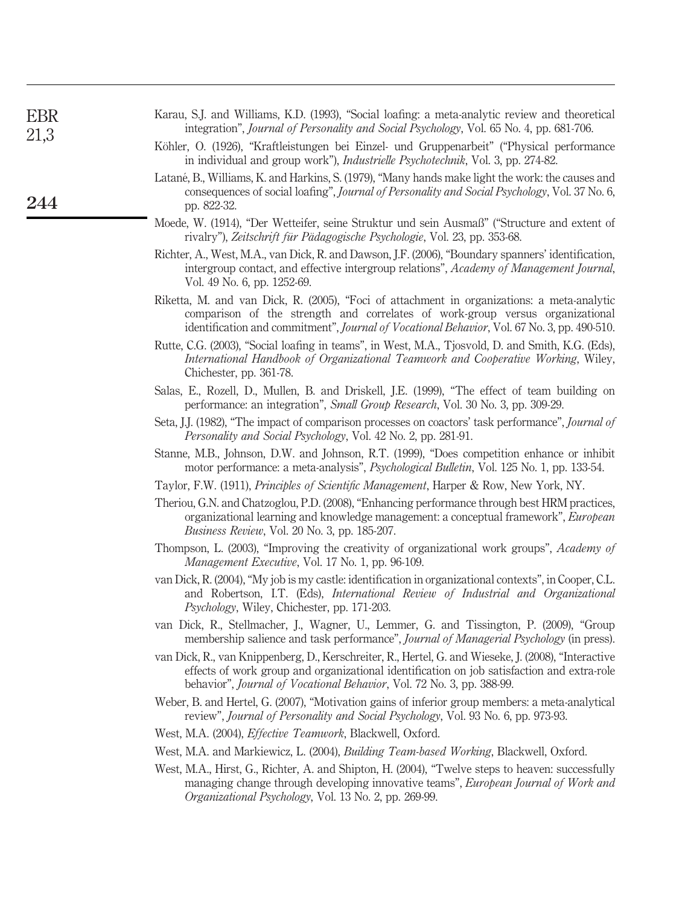Karau, S.J. and Williams, K.D. (1993), "Social loafing: a meta-analytic review and theoretical integration", *Journal of Personality and Social Psychology*, Vol. 65 No. 4, pp. 681-706.

Köhler, O. (1926), "Kraftleistungen bei Einzel- und Gruppenarbeit" ("Physical performance in individual and group work"), *Industrielle Psychotechnik*, Vol. 3, pp. 274-82.

Latané, B., Williams, K. and Harkins, S. (1979), "Many hands make light the work: the causes and consequences of social loafing", *Journal of Personality and Social Psychology*, Vol. 37 No. 6, pp. 822-32.

Moede, W. (1914), "Der Wetteifer, seine Struktur und sein Ausmaß" ("Structure and extent of rivalry"), *Zeitschrift für Pädagogische Psychologie*, Vol. 23, pp. 353-68.

Richter, A., West, M.A., van Dick, R. and Dawson, J.F. (2006), "Boundary spanners' identification, intergroup contact, and effective intergroup relations", *Academy of Management Journal*, Vol. 49 No. 6, pp. 1252-69.

Riketta, M. and van Dick, R. (2005), "Foci of attachment in organizations: a meta-analytic comparison of the strength and correlates of work-group versus organizational identification and commitment", *Journal of Vocational Behavior*, Vol. 67 No. 3, pp. 490-510.

Rutte, C.G. (2003), "Social loafing in teams", in West, M.A., Tjosvold, D. and Smith, K.G. (Eds), *International Handbook of Organizational Teamwork and Cooperative Working*, Wiley, Chichester, pp. 361-78.

Salas, E., Rozell, D., Mullen, B. and Driskell, J.E. (1999), "The effect of team building on performance: an integration", *Small Group Research*, Vol. 30 No. 3, pp. 309-29.

Seta, J.J. (1982), "The impact of comparison processes on coactors' task performance", *Journal of Personality and Social Psychology*, Vol. 42 No. 2, pp. 281-91.

Stanne, M.B., Johnson, D.W. and Johnson, R.T. (1999), "Does competition enhance or inhibit motor performance: a meta-analysis", *Psychological Bulletin*, Vol. 125 No. 1, pp. 133-54.

Taylor, F.W. (1911), *Principles of Scientific Management*, Harper & Row, New York, NY.

Theriou, G.N. and Chatzoglou, P.D. (2008), "Enhancing performance through best HRM practices, organizational learning and knowledge management: a conceptual framework", *European Business Review*, Vol. 20 No. 3, pp. 185-207.

Thompson, L. (2003), "Improving the creativity of organizational work groups", *Academy of Management Executive*, Vol. 17 No. 1, pp. 96-109.

van Dick, R. (2004), "My job is my castle: identification in organizational contexts", in Cooper, C.L. and Robertson, I.T. (Eds), *International Review of Industrial and Organizational Psychology*, Wiley, Chichester, pp. 171-203.

van Dick, R., Stellmacher, J., Wagner, U., Lemmer, G. and Tissington, P. (2009), "Group membership salience and task performance", *Journal of Managerial Psychology* (in press).

van Dick, R., van Knippenberg, D., Kerschreiter, R., Hertel, G. and Wieseke, J. (2008), "Interactive effects of work group and organizational identification on job satisfaction and extra-role behavior", *Journal of Vocational Behavior*, Vol. 72 No. 3, pp. 388-99.

Weber, B. and Hertel, G. (2007), "Motivation gains of inferior group members: a meta-analytical review", *Journal of Personality and Social Psychology*, Vol. 93 No. 6, pp. 973-93.

West, M.A. (2004), *Effective Teamwork*, Blackwell, Oxford.

West, M.A. and Markiewicz, L. (2004), *Building Team-based Working*, Blackwell, Oxford.

West, M.A., Hirst, G., Richter, A. and Shipton, H. (2004), "Twelve steps to heaven: successfully managing change through developing innovative teams", *European Journal of Work and Organizational Psychology*, Vol. 13 No. 2, pp. 269-99.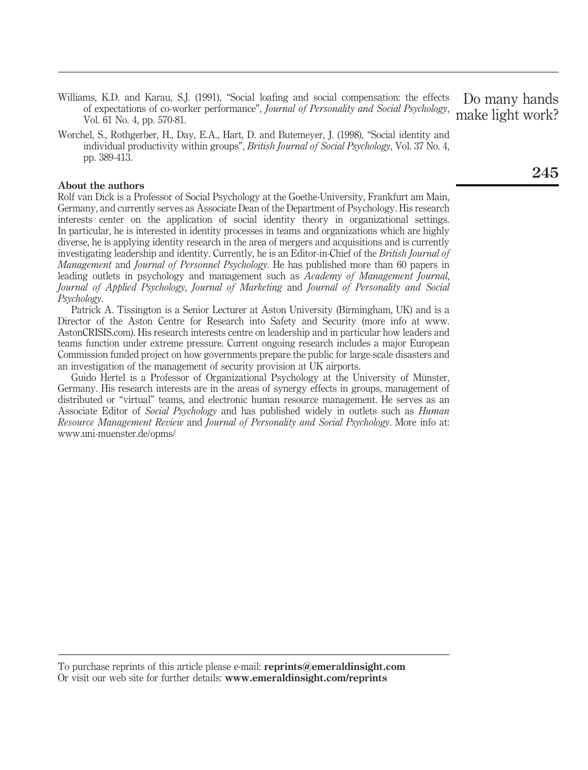Williams, K.D. and Karau, S.J. (1991), "Social loafing and social compensation: the effects of expectations of co-worker performance", *Journal of Personality and Social Psychology*, Vol. 61 No. 4, pp. 570-81.

Worchel, S., Rothgerber, H., Day, E.A., Hart, D. and Butemeyer, J. (1998), "Social identity and individual productivity within groups", *British Journal of Social Psychology*, Vol. 37 No. 4, pp. 389-413.

## About the authors

Rolf van Dick is a Professor of Social Psychology at the Goethe-University, Frankfurt am Main, Germany, and currently serves as Associate Dean of the Department of Psychology. His research interests center on the application of social identity theory in organizational settings. In particular, he is interested in identity processes in teams and organizations which are highly diverse, he is applying identity research in the area of mergers and acquisitions and is currently investigating leadership and identity. Currently, he is an Editor-in-Chief of the *British Journal of Management* and *Journal of Personnel Psychology*. He has published more than 60 papers in leading outlets in psychology and management such as *Academy of Management Journal*, *Journal of Applied Psychology*, *Journal of Marketing* and *Journal of Personality and Social Psychology*.

Patrick A. Tissington is a Senior Lecturer at Aston University (Birmingham, UK) and is a Director of the Aston Centre for Research into Safety and Security (more info at www.AstonCRISIS.com). His research interests centre on leadership and in particular how leaders and teams function under extreme pressure. Current ongoing research includes a major European Commission funded project on how governments prepare the public for large-scale disasters and an investigation of the management of security provision at UK airports.

Guido Hertel is a Professor of Organizational Psychology at the University of Münster, Germany. His research interests are in the areas of synergy effects in groups, management of distributed or "virtual" teams, and electronic human resource management. He serves as an Associate Editor of *Social Psychology* and has published widely in outlets such as *Human Resource Management Review* and *Journal of Personality and Social Psychology*. More info at: www.uni-muenster.de/opms/

To purchase reprints of this article please e-mail: **reprints@emeraldinsight.com**
Or visit our web site for further details: **www.emeraldinsight.com/reprints**